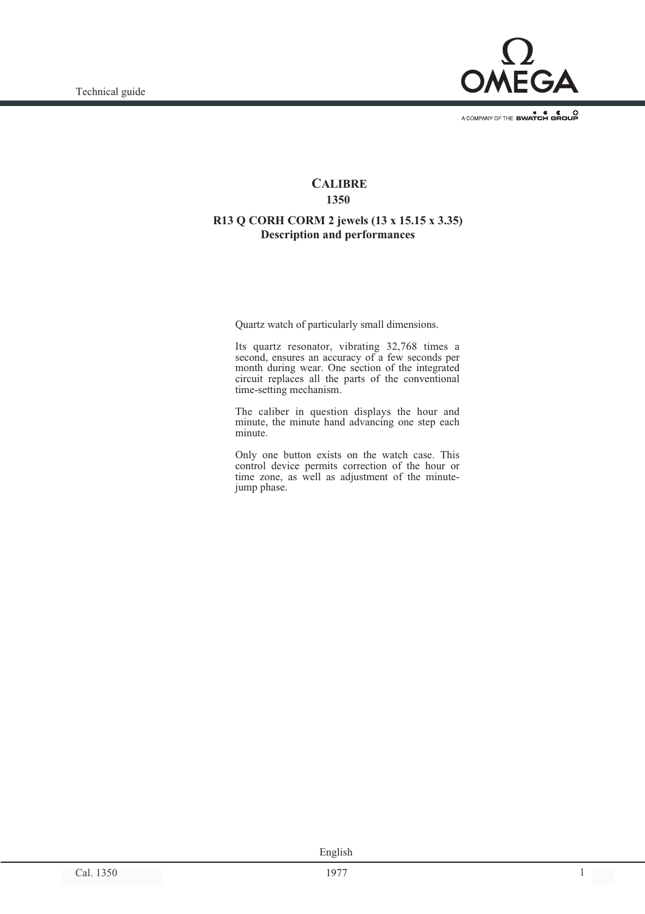# CALIBRE
# 1350

## R13 Q CORH CORM 2 jewels (13 x 15.15 x 3.35)
## Description and performances

Quartz watch of particularly small dimensions.

Its quartz resonator, vibrating 32,768 times a second, ensures an accuracy of a few seconds per month during wear. One section of the integrated circuit replaces all the parts of the conventional time-setting mechanism.

The caliber in question displays the hour and minute, the minute hand advancing one step each minute.

Only one button exists on the watch case. This control device permits correction of the hour or time zone, as well as adjustment of the minute-jump phase.

English

1977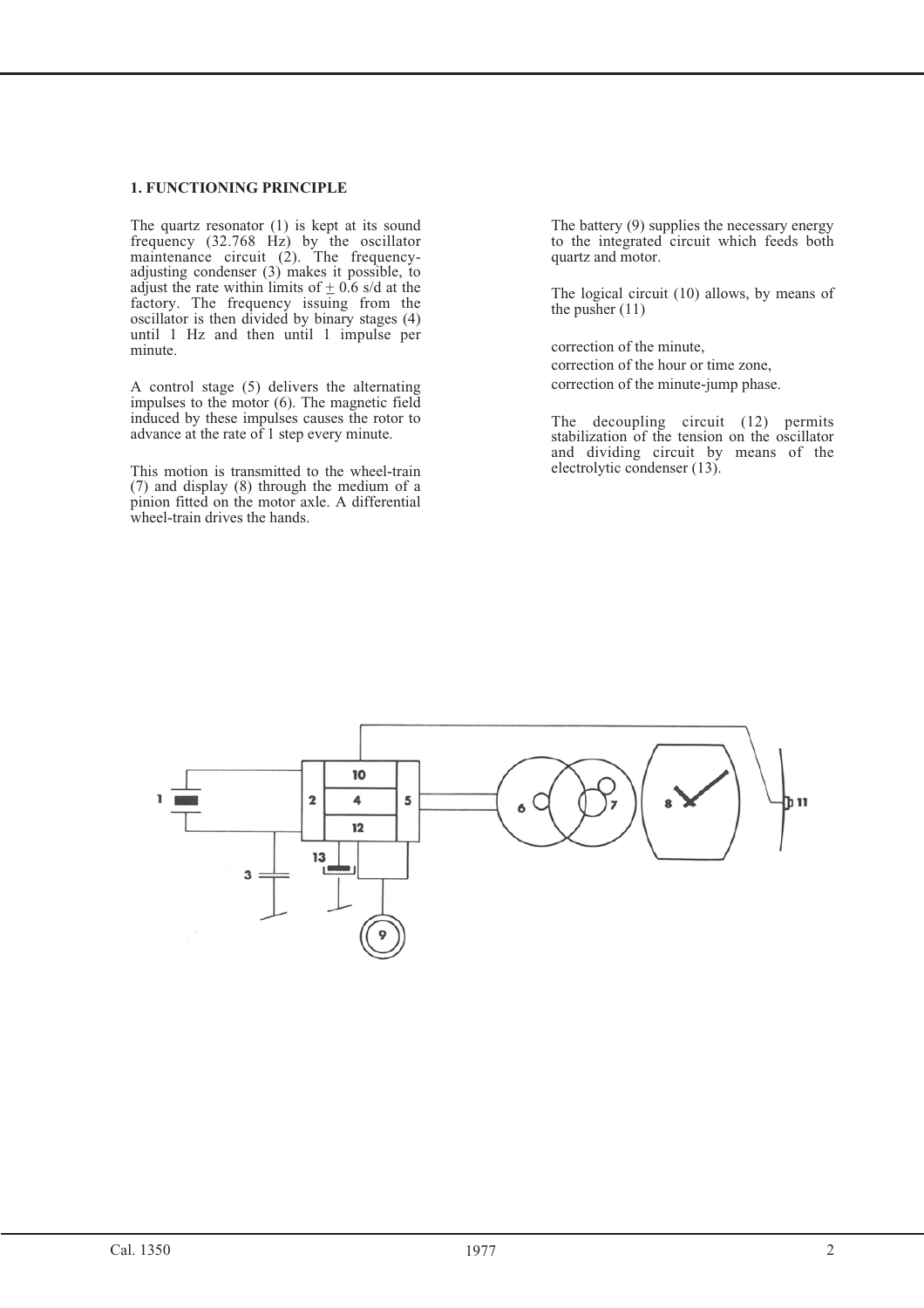## 1. FUNCTIONING PRINCIPLE

The quartz resonator (1) is kept at its sound frequency (32.768 Hz) by the oscillator maintenance circuit (2). The frequency-adjusting condenser (3) makes it possible, to adjust the rate within limits of ± 0.6 s/d at the factory. The frequency issuing from the oscillator is then divided by binary stages (4) until 1 Hz and then until 1 impulse per minute.

A control stage (5) delivers the alternating impulses to the motor (6). The magnetic field induced by these impulses causes the rotor to advance at the rate of 1 step every minute.

This motion is transmitted to the wheel-train (7) and display (8) through the medium of a pinion fitted on the motor axle. A differential wheel-train drives the hands.

The battery (9) supplies the necessary energy to the integrated circuit which feeds both quartz and motor.

The logical circuit (10) allows, by means of the pusher (11)

correction of the minute,
correction of the hour or time zone,
correction of the minute-jump phase.

The decoupling circuit (12) permits stabilization of the tension on the oscillator and dividing circuit by means of the electrolytic condenser (13).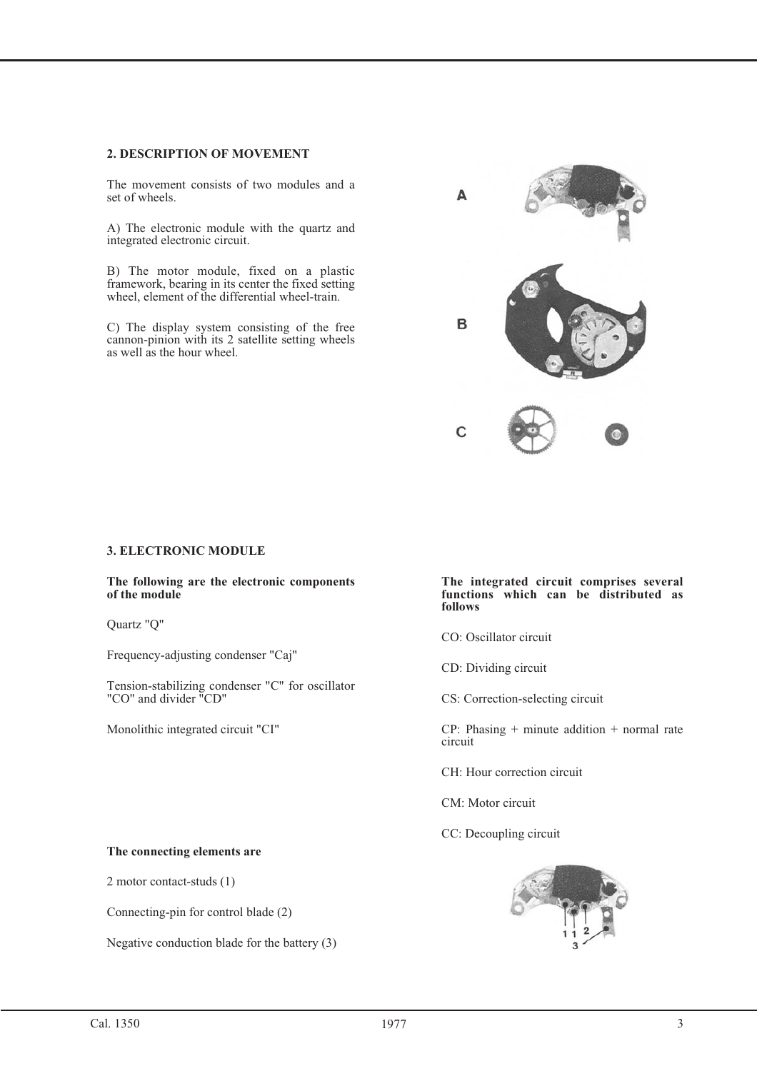## 2. DESCRIPTION OF MOVEMENT

The movement consists of two modules and a set of wheels.

A) The electronic module with the quartz and integrated electronic circuit.

B) The motor module, fixed on a plastic framework, bearing in its center the fixed setting wheel, element of the differential wheel-train.

C) The display system consisting of the free cannon-pinion with its 2 satellite setting wheels as well as the hour wheel.

## 3. ELECTRONIC MODULE

**The following are the electronic components of the module**

Quartz "Q"

Frequency-adjusting condenser "Caj"

Tension-stabilizing condenser "C" for oscillator "CO" and divider "CD"

Monolithic integrated circuit "CI"

**The integrated circuit comprises several functions which can be distributed as follows**

CO: Oscillator circuit

CD: Dividing circuit

CS: Correction-selecting circuit

CP: Phasing + minute addition + normal rate circuit

CH: Hour correction circuit

CM: Motor circuit

CC: Decoupling circuit

**The connecting elements are**

2 motor contact-studs (1)

Connecting-pin for control blade (2)

Negative conduction blade for the battery (3)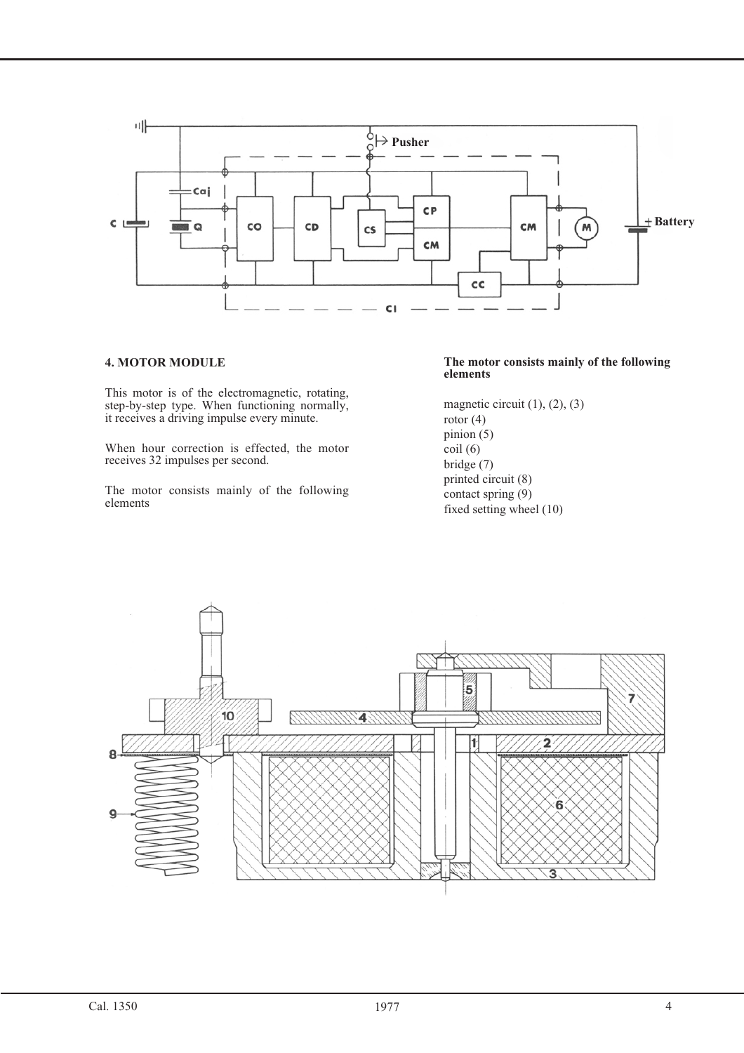## 4. MOTOR MODULE

This motor is of the electromagnetic, rotating, step-by-step type. When functioning normally, it receives a driving impulse every minute.

When hour correction is effected, the motor receives 32 impulses per second.

The motor consists mainly of the following elements

**The motor consists mainly of the following elements**

magnetic circuit (1), (2), (3)  
rotor (4)  
pinion (5)  
coil (6)  
bridge (7)  
printed circuit (8)  
contact spring (9)  
fixed setting wheel (10)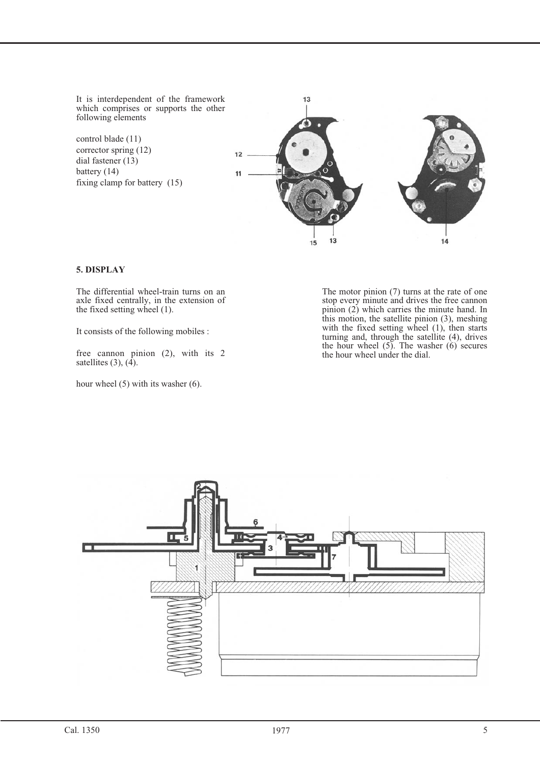It is interdependent of the framework which comprises or supports the other following elements

control blade (11)
corrector spring (12)
dial fastener (13)
battery (14)
fixing clamp for battery (15)

## 5. DISPLAY

The differential wheel-train turns on an axle fixed centrally, in the extension of the fixed setting wheel (1).

It consists of the following mobiles :

free cannon pinion (2), with its 2 satellites (3), (4).

hour wheel (5) with its washer (6).

The motor pinion (7) turns at the rate of one stop every minute and drives the free cannon pinion (2) which carries the minute hand. In this motion, the satellite pinion (3), meshing with the fixed setting wheel (1), then starts turning and, through the satellite (4), drives the hour wheel (5). The washer (6) secures the hour wheel under the dial.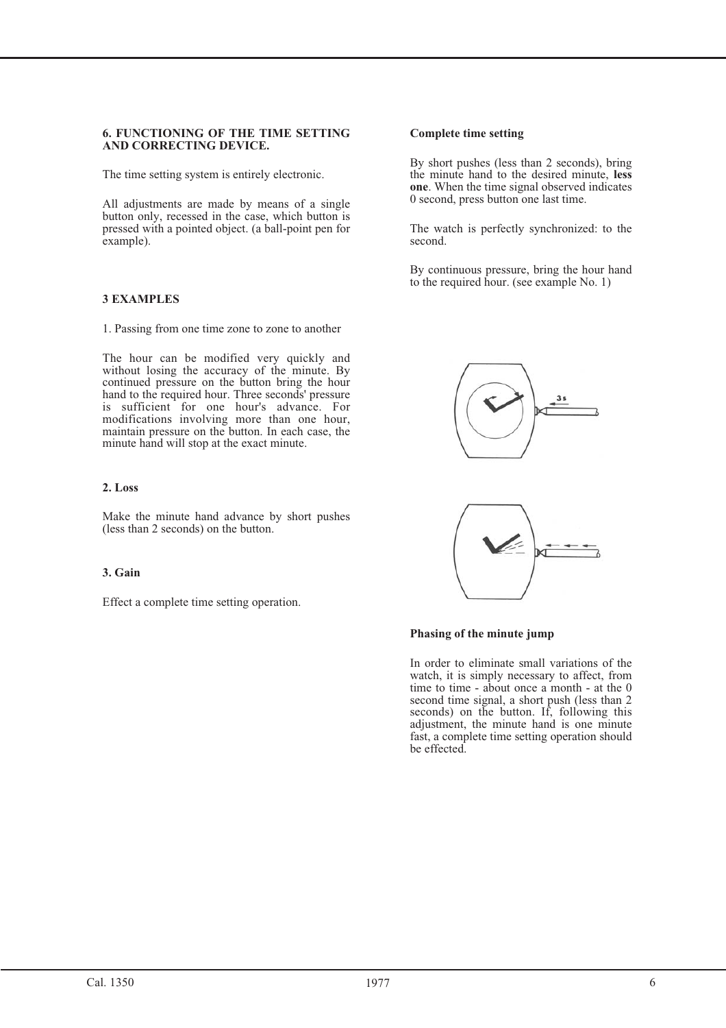### 6. FUNCTIONING OF THE TIME SETTING AND CORRECTING DEVICE.

The time setting system is entirely electronic.

All adjustments are made by means of a single button only, recessed in the case, which button is pressed with a pointed object. (a ball-point pen for example).

### 3 EXAMPLES

1. Passing from one time zone to zone to another

The hour can be modified very quickly and without losing the accuracy of the minute. By continued pressure on the button bring the hour hand to the required hour. Three seconds' pressure is sufficient for one hour's advance. For modifications involving more than one hour, maintain pressure on the button. In each case, the minute hand will stop at the exact minute.

**2. Loss**

Make the minute hand advance by short pushes (less than 2 seconds) on the button.

**3. Gain**

Effect a complete time setting operation.

**Complete time setting**

By short pushes (less than 2 seconds), bring the minute hand to the desired minute, **less one**. When the time signal observed indicates 0 second, press button one last time.

The watch is perfectly synchronized: to the second.

By continuous pressure, bring the hour hand to the required hour. (see example No. 1)

**Phasing of the minute jump**

In order to eliminate small variations of the watch, it is simply necessary to affect, from time to time - about once a month - at the 0 second time signal, a short push (less than 2 seconds) on the button. If, following this adjustment, the minute hand is one minute fast, a complete time setting operation should be effected.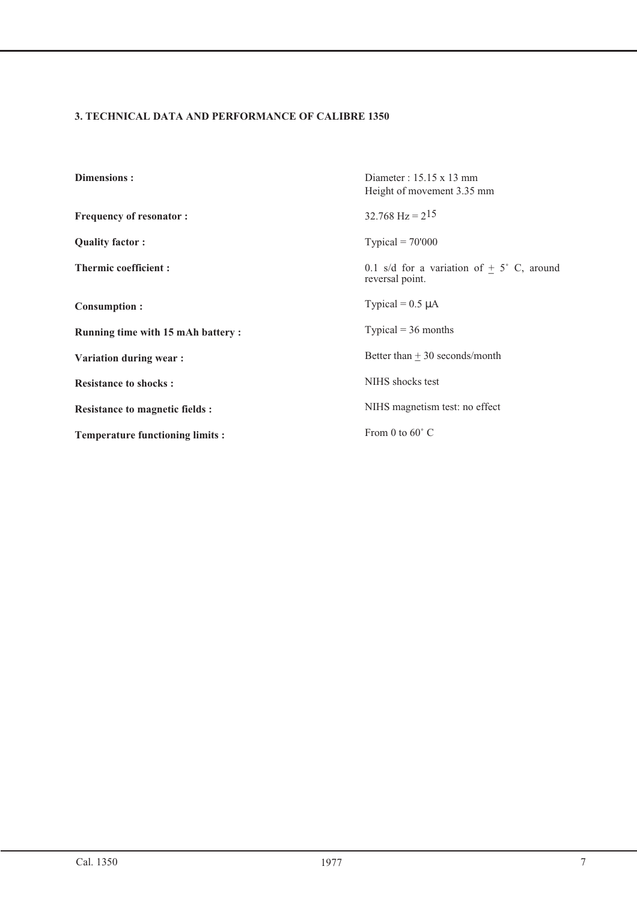### 3. TECHNICAL DATA AND PERFORMANCE OF CALIBRE 1350

| | |
|---|---|
| **Dimensions :** | Diameter : 15.15 x 13 mm<br>Height of movement 3.35 mm |
| **Frequency of resonator :** | 32.768 Hz = $2^{15}$ |
| **Quality factor :** | Typical = 70'000 |
| **Thermic coefficient :** | 0.1 s/d for a variation of $\pm$ 5˚ C, around reversal point. |
| **Consumption :** | Typical = 0.5 $\mu$A |
| **Running time with 15 mAh battery :** | Typical = 36 months |
| **Variation during wear :** | Better than $\pm$ 30 seconds/month |
| **Resistance to shocks :** | NIHS shocks test |
| **Resistance to magnetic fields :** | NIHS magnetism test: no effect |
| **Temperature functioning limits :** | From 0 to 60˚ C |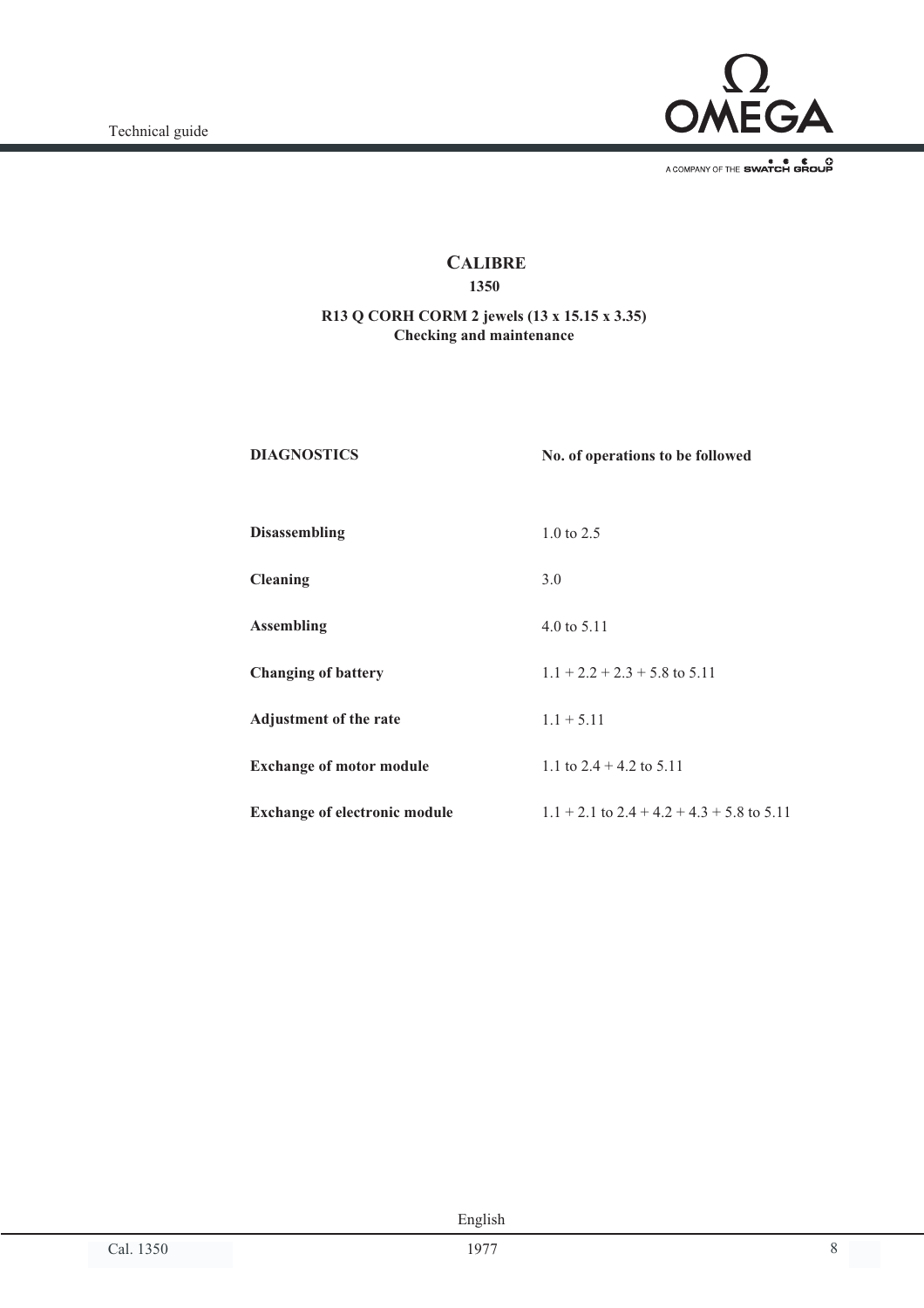# CALIBRE
## 1350

**R13 Q CORH CORM 2 jewels (13 x 15.15 x 3.35)**
**Checking and maintenance**

| **DIAGNOSTICS** | **No. of operations to be followed** |
|---|---|
| **Disassembling** | 1.0 to 2.5 |
| **Cleaning** | 3.0 |
| **Assembling** | 4.0 to 5.11 |
| **Changing of battery** | 1.1 + 2.2 + 2.3 + 5.8 to 5.11 |
| **Adjustment of the rate** | 1.1 + 5.11 |
| **Exchange of motor module** | 1.1 to 2.4 + 4.2 to 5.11 |
| **Exchange of electronic module** | 1.1 + 2.1 to 2.4 + 4.2 + 4.3 + 5.8 to 5.11 |

English

1977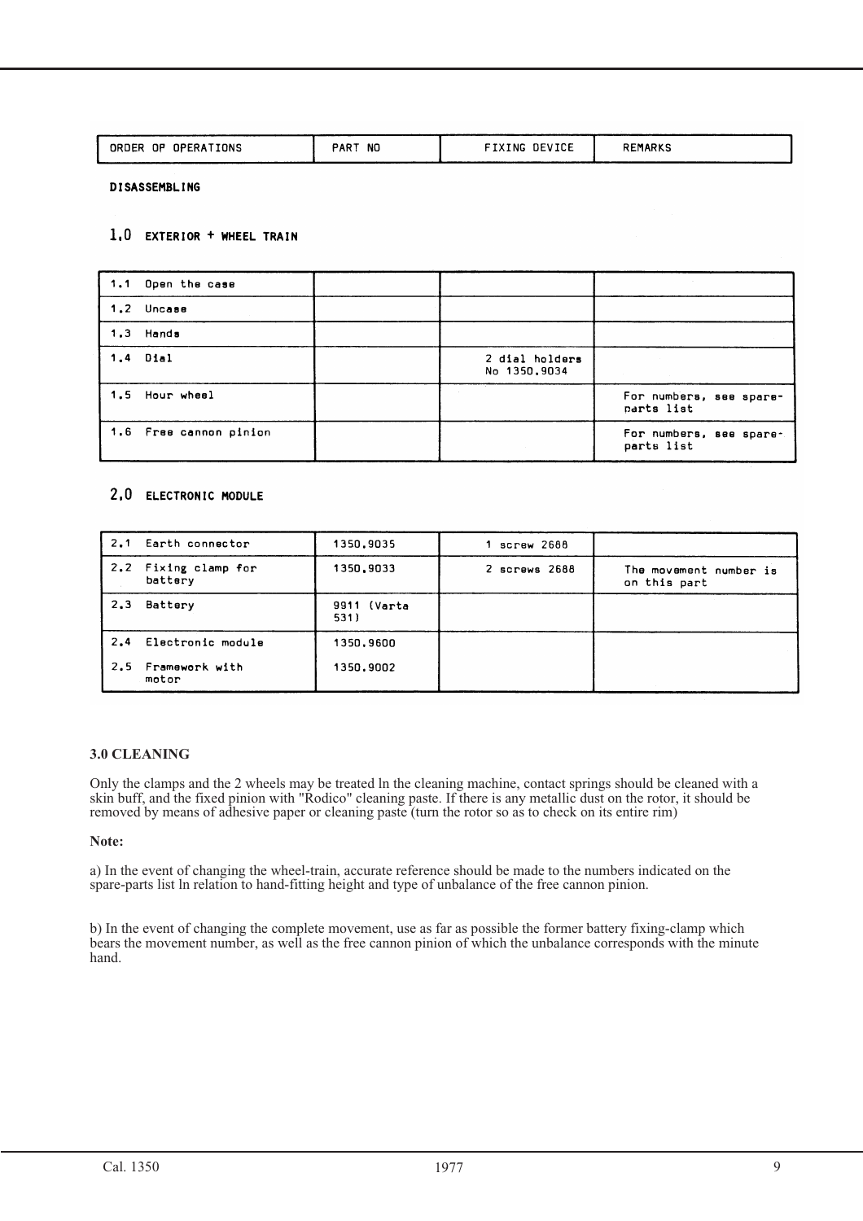| ORDER OF OPERATIONS | PART NO | FIXING DEVICE | REMARKS |
|---|---|---|---|

**DISASSEMBLING**

## 1.0 EXTERIOR + WHEEL TRAIN

| ORDER OF OPERATIONS | PART NO | FIXING DEVICE | REMARKS |
|---|---|---|---|
| 1.1 Open the case | | | |
| 1.2 Uncase | | | |
| 1.3 Hands | | | |
| 1.4 Dial | | 2 dial holders No 1350.9034 | |
| 1.5 Hour wheel | | | For numbers, see spare-parts list |
| 1.6 Free cannon pinion | | | For numbers, see spare-parts list |

## 2.0 ELECTRONIC MODULE

| ORDER OF OPERATIONS | PART NO | FIXING DEVICE | REMARKS |
|---|---|---|---|
| 2.1 Earth connector | 1350.9035 | 1 screw 2688 | |
| 2.2 Fixing clamp for battery | 1350.9033 | 2 screws 2688 | The movement number is on this part |
| 2.3 Battery | 9911 (Varta 531) | | |
| 2.4 Electronic module | 1350.9600 | | |
| 2.5 Framework with motor | 1350.9002 | | |

**3.0 CLEANING**

Only the clamps and the 2 wheels may be treated ln the cleaning machine, contact springs should be cleaned with a skin buff, and the fixed pinion with "Rodico" cleaning paste. If there is any metallic dust on the rotor, it should be removed by means of adhesive paper or cleaning paste (turn the rotor so as to check on its entire rim)

**Note:**

a) In the event of changing the wheel-train, accurate reference should be made to the numbers indicated on the spare-parts list ln relation to hand-fitting height and type of unbalance of the free cannon pinion.

b) In the event of changing the complete movement, use as far as possible the former battery fixing-clamp which bears the movement number, as well as the free cannon pinion of which the unbalance corresponds with the minute hand.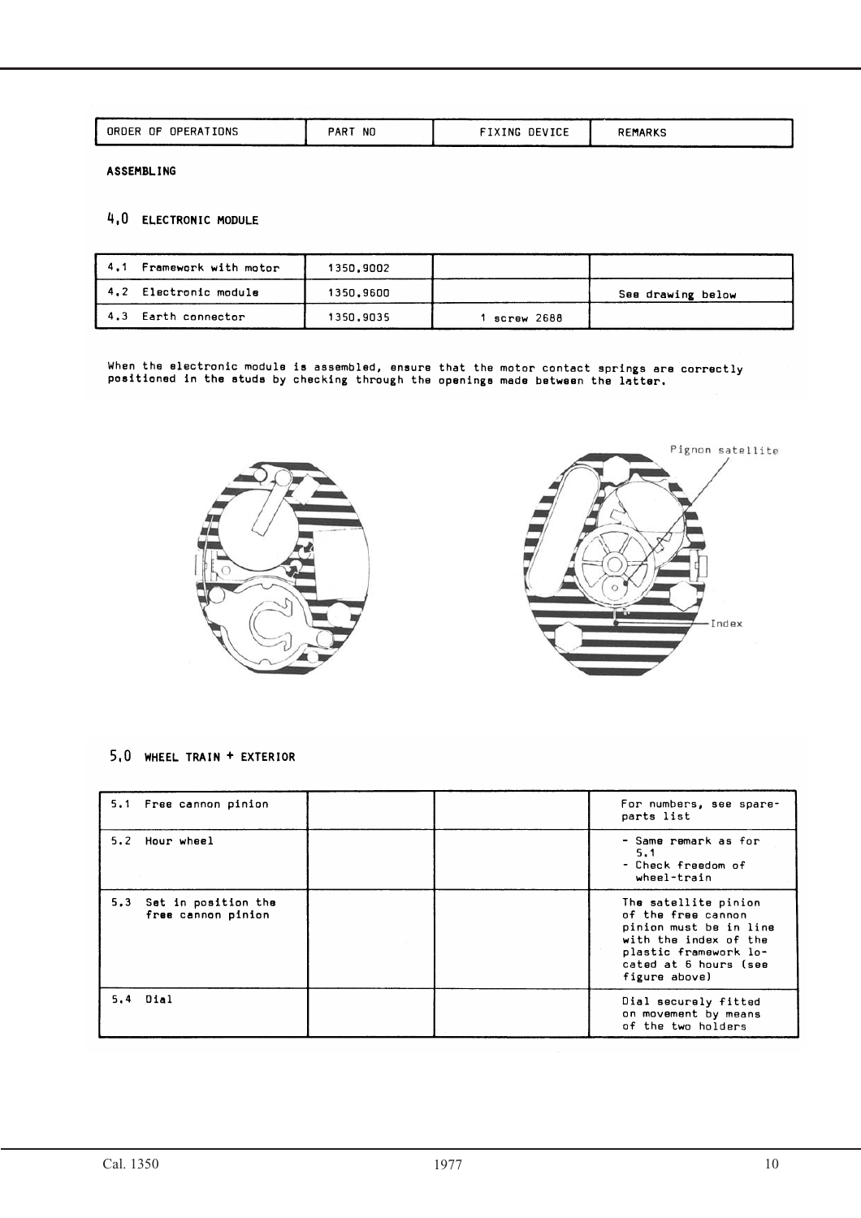| ORDER OF OPERATIONS | PART NO | FIXING DEVICE | REMARKS |
|---|---|---|---|

**ASSEMBLING**

## 4,0 ELECTRONIC MODULE

| | | | |
|---|---|---|---|
| 4,1 Framework with motor | 1350,9002 | | |
| 4,2 Electronic module | 1350,9600 | | See drawing below |
| 4,3 Earth connector | 1350,9035 | 1 screw 2688 | |

When the electronic module is assembled, ensure that the motor contact springs are correctly positioned in the studs by checking through the openings made between the latter.

Pignon satellite

Index

## 5,0 WHEEL TRAIN + EXTERIOR

| | | | |
|---|---|---|---|
| 5.1 Free cannon pinion | | | For numbers, see spare-parts list |
| 5.2 Hour wheel | | | - Same remark as for 5.1<br>- Check freedom of wheel-train |
| 5.3 Set in position the free cannon pinion | | | The satellite pinion of the free cannon pinion must be in line with the index of the plastic framework located at 6 hours (see figure above) |
| 5.4 Dial | | | Dial securely fitted on movement by means of the two holders |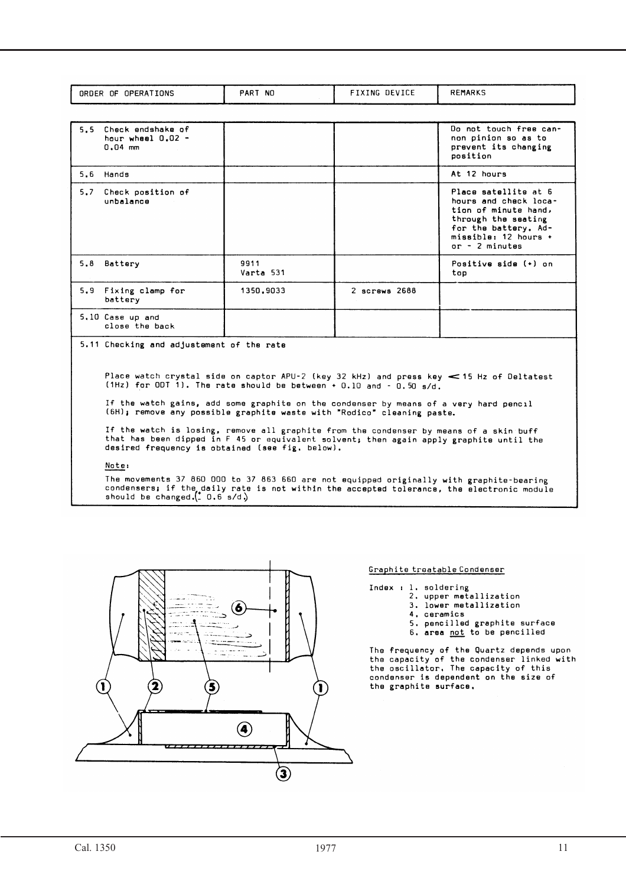| ORDER OF OPERATIONS | PART NO | FIXING DEVICE | REMARKS |
|---|---|---|---|
| 5.5 Check endshake of hour wheel 0.02 - 0.04 mm | | | Do not touch free cannon pinion so as to prevent its changing position |
| 5.6 Hands | | | At 12 hours |
| 5.7 Check position of unbalance | | | Place satellite at 6 hours and check location of minute hand, through the seating for the battery. Admissible: 12 hours + or - 2 minutes |
| 5.8 Battery | 9911 Varta 531 | | Positive side (+) on top |
| 5.9 Fixing clamp for battery | 1350.9033 | 2 screws 2688 | |
| 5.10 Case up and close the back | | | |

5.11 Checking and adjustement of the rate

Place watch crystal side on captor APU-2 (key 32 kHz) and press key < 15 Hz of Deltatest (1Hz) for ODT 1). The rate should be between + 0.10 and - 0.50 s/d.

If the watch gains, add some graphite on the condenser by means of a very hard pencil (6H); remove any possible graphite waste with "Rodico" cleaning paste.

If the watch is losing, remove all graphite from the condenser by means of a skin buff that has been dipped in F 45 or equivalent solvent; then again apply graphite until the desired frequency is obtained (see fig. below).

Note:

The movements 37 860 000 to 37 863 660 are not equipped originally with graphite-bearing condensers; if the daily rate is not within the accepted tolerance, the electronic module should be changed.($\pm$ 0.6 s/d.)

Graphite treatable Condenser

Index :
1. soldering
2. upper metallization
3. lower metallization
4. ceramics
5. pencilled graphite surface
6. area not to be pencilled

The frequency of the Quartz depends upon the capacity of the condenser linked with the oscillator. The capacity of this condenser is dependent on the size of the graphite surface.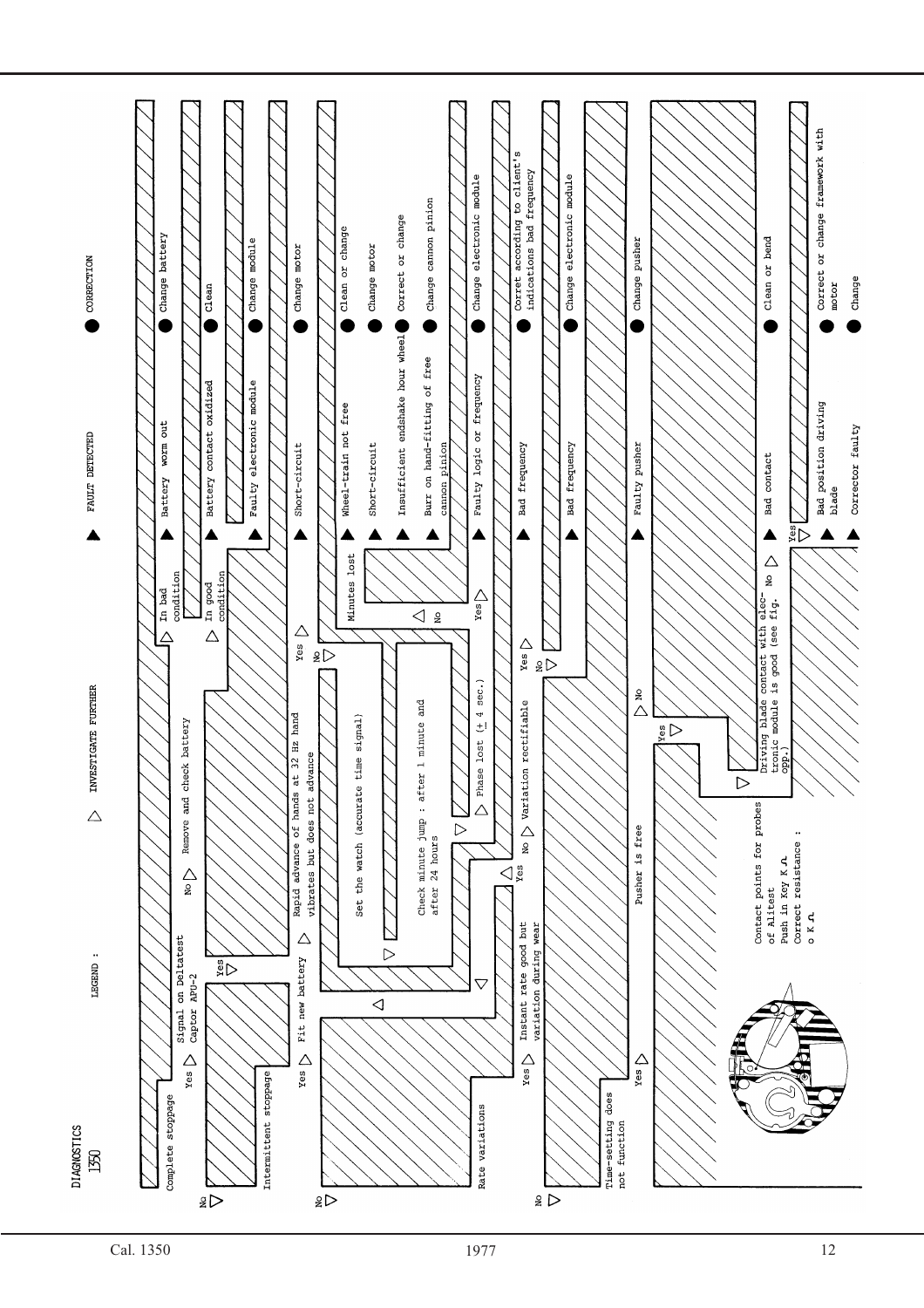# DIAGNOSTICS 1350

LEGEND : △ INVESTIGATE FURTHER ▲ FAULT DETECTED ● CORRECTION

**Complete stoppage**

- Yes △ Signal on Deltatest Captor APU-2
  - Yes △ In bad condition ▲ Battery worn out ● Change battery
  - No △ Remove and check battery
    - In bad condition ▲ Battery worn out ● Change battery
    - In good condition ▲ Battery contact oxidized ● Clean
    - ▲ Faulty electronic module ● Change module
- No △ (continue to Intermittent stoppage)

**Intermittent stoppage**

- Yes △ Fit new battery △ Rapid advance of hands at 32 Hz hand vibrates but does not advance
  - Yes △ ▲ Short-circuit ● Change motor
  - No △ Set the watch (accurate time signal) △ Check minute jump : after 1 minute and after 24 hours
    - Minutes lost
      - ▲ Wheel-train not free ● Clean or change
      - ▲ Short-circuit ● Change motor
    - No △
      - ▲ Insufficient endshake hour wheel ● Correct or change
      - ▲ Burr on hand-fitting of free cannon pinion ● Change cannon pinion
    - △ Phase lost (± 4 sec.)
      - Yes △ ▲ Faulty logic or frequency ● Change electronic module
- No △ (continue to Rate variations)

**Rate variations**

- Yes △ Instant rate good but variation during wear
  - Yes △ ▲ Bad frequency ● Change electronic module
  - No △ Variation rectifiable
    - Yes △ ▲ Bad frequency ● Corret according to client's indications bad frequency
    - No △ ▲ Bad frequency ● Change electronic module
- No △ (continue to Time-setting does not function)

**Time-setting does not function**

- Yes △ Pusher is free
  - No △ ▲ Faulty pusher ● Change pusher
  - Yes △ Driving blade contact with electronic module is good (see fig. opp.)
    - No △ ▲ Bad contact ● Clean or bend
    - Yes △
      - ▲ Bad position driving blade ● Correct or change framework with motor
      - ▲ Corrector faulty ● Change

Contact points for probes of Alitest
Push in Key K Ω
Correct resistance : o K Ω